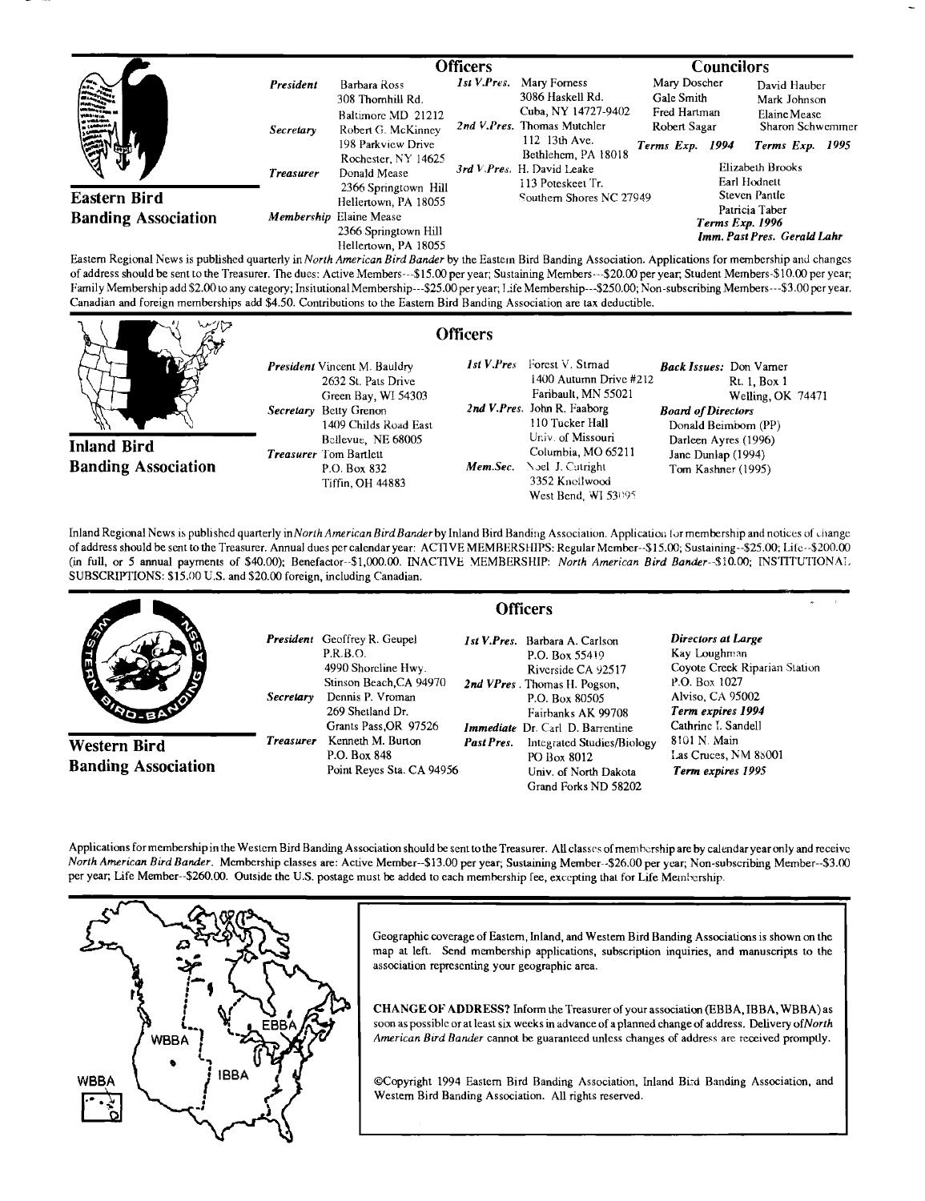## Eastern Bird Banding Association

### Officers

**President** Barbara Ross
308 Thornhill Rd.
Baltimore MD 21212

**Secretary** Robert G. McKinney
198 Parkview Drive
Rochester, NY 14625

**Treasurer** Donald Mease
2366 Springtown Hill
Hellertown, PA 18055

**Membership** Elaine Mease
2366 Springtown Hill
Hellertown, PA 18055

**1st V.Pres.** Mary Forness
3086 Haskell Rd.
Cuba, NY 14727-9402

**2nd V.Pres.** Thomas Mutchler
112 13th Ave.
Bethlehem, PA 18018

**3rd V.Pres.** H. David Leake
113 Poteskeet Tr.
Southern Shores NC 27949

### Councilors

Mary Doscher, Gale Smith, Fred Hartman, Robert Sagar — *Terms Exp. 1994*

David Hauber, Mark Johnson, Elaine Mease, Sharon Schwemmer — *Terms Exp. 1995*

Elizabeth Brooks, Earl Hodnett, Steven Pantle, Patricia Taber — *Terms Exp. 1996*

*Imm. Past Pres.* Gerald Lahr

Eastern Regional News is published quarterly in *North American Bird Bander* by the Eastern Bird Banding Association. Applications for membership and changes of address should be sent to the Treasurer. The dues: Active Members---$15.00 per year; Sustaining Members---$20.00 per year; Student Members-$10.00 per year; Family Membership add $2.00 to any category; Insitutional Membership---$25.00 per year; Life Membership---$250.00; Non-subscribing Members---$3.00 per year. Canadian and foreign memberships add $4.50. Contributions to the Eastern Bird Banding Association are tax deductible.

## Inland Bird Banding Association

### Officers

**President** Vincent M. Bauldry
2632 St. Pats Drive
Green Bay, WI 54303

**Secretary** Betty Grenon
1409 Childs Road East
Bellevue, NE 68005

**Treasurer** Tom Bartlett
P.O. Box 832
Tiffin, OH 44883

**1st V.Pres** Forest V. Strnad
1400 Autumn Drive #212
Faribault, MN 55021

**2nd V.Pres.** John R. Faaborg
110 Tucker Hall
Univ. of Missouri
Columbia, MO 65211

**Mem.Sec.** Noel J. Cutright
3352 Knollwood
West Bend, WI 53095

**Back Issues:** Don Varner
Rt. 1, Box 1
Welling, OK 74471

**Board of Directors**
Donald Beimborn (PP)
Darleen Ayres (1996)
Jane Dunlap (1994)
Tom Kashner (1995)

Inland Regional News is published quarterly in *North American Bird Bander* by Inland Bird Banding Association. Application for membership and notices of change of address should be sent to the Treasurer. Annual dues per calendar year: ACTIVE MEMBERSHIPS: Regular Member--$15.00; Sustaining--$25.00; Life--$200.00 (in full, or 5 annual payments of $40.00); Benefactor--$1,000.00. INACTIVE MEMBERSHIP: *North American Bird Bander*--$10.00; INSTITUTIONAL SUBSCRIPTIONS: $15.00 U.S. and $20.00 foreign, including Canadian.

## Western Bird Banding Association

### Officers

**President** Geoffrey R. Geupel
P.R.B.O.
4990 Shoreline Hwy.
Stinson Beach,CA 94970

**Secretary** Dennis P. Vroman
269 Shetland Dr.
Grants Pass,OR 97526

**Treasurer** Kenneth M. Burton
P.O. Box 848
Point Reyes Sta. CA 94956

**1st V.Pres.** Barbara A. Carlson
P.O. Box 55419
Riverside CA 92517

**2nd VPres.** Thomas H. Pogson,
P.O. Box 80505
Fairbanks AK 99708

**Immediate Past Pres.** Dr. Carl D. Barrentine
Integrated Studies/Biology
PO Box 8012
Univ. of North Dakota
Grand Forks ND 58202

**Directors at Large**
Kay Loughman
Coyote Creek Riparian Station
P.O. Box 1027
Alviso, CA 95002
*Term expires 1994*
Cathrine I. Sandell
8101 N. Main
Las Cruces, NM 88001
*Term expires 1995*

Applications for membership in the Western Bird Banding Association should be sent to the Treasurer. All classes of membership are by calendar year only and receive *North American Bird Bander*. Membership classes are: Active Member--$13.00 per year; Sustaining Member--$26.00 per year; Non-subscribing Member--$3.00 per year; Life Member--$260.00. Outside the U.S. postage must be added to each membership fee, excepting that for Life Membership.

WBBA, IBBA, EBBA

Geographic coverage of Eastern, Inland, and Western Bird Banding Associations is shown on the map at left. Send membership applications, subscription inquiries, and manuscripts to the association representing your geographic area.

**CHANGE OF ADDRESS?** Inform the Treasurer of your association (EBBA, IBBA, WBBA) as soon as possible or at least six weeks in advance of a planned change of address. Delivery of *North American Bird Bander* cannot be guaranteed unless changes of address are received promptly.

©Copyright 1994 Eastern Bird Banding Association, Inland Bird Banding Association, and Western Bird Banding Association. All rights reserved.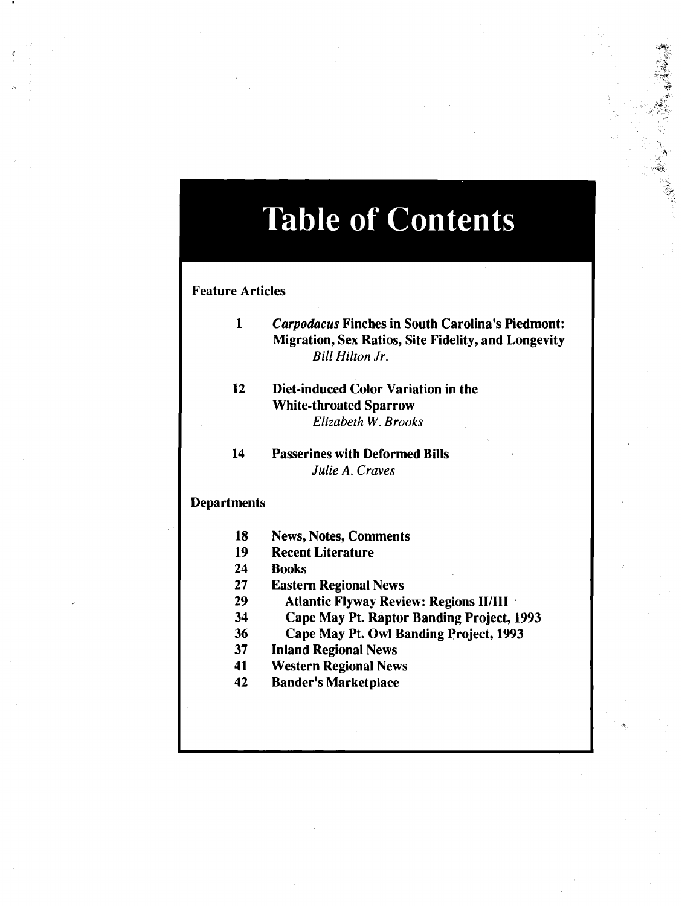# Table of Contents

## Feature Articles

1 *Carpodacus* **Finches in South Carolina's Piedmont: Migration, Sex Ratios, Site Fidelity, and Longevity**
*Bill Hilton Jr.*

12 **Diet-induced Color Variation in the White-throated Sparrow**
*Elizabeth W. Brooks*

14 **Passerines with Deformed Bills**
*Julie A. Craves*

## Departments

18 **News, Notes, Comments**
19 **Recent Literature**
24 **Books**
27 **Eastern Regional News**
29 **Atlantic Flyway Review: Regions II/III**
34 **Cape May Pt. Raptor Banding Project, 1993**
36 **Cape May Pt. Owl Banding Project, 1993**
37 **Inland Regional News**
41 **Western Regional News**
42 **Bander's Marketplace**